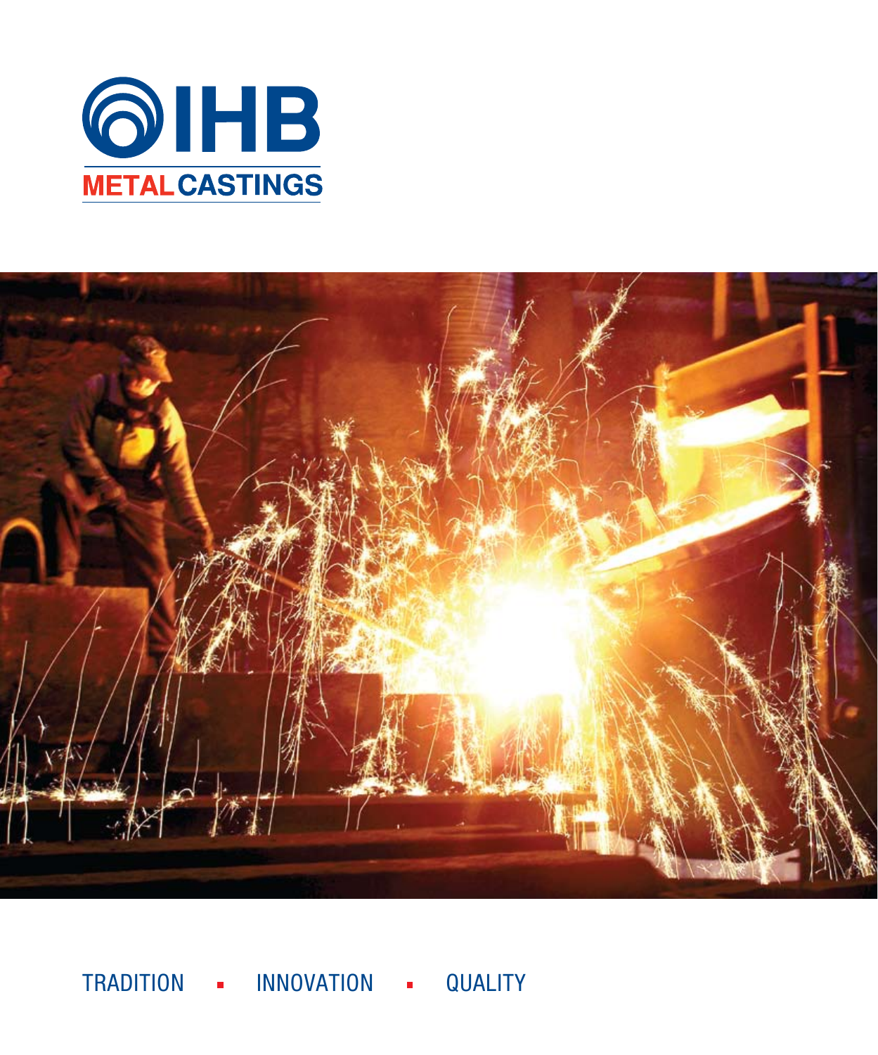# IHB

## METAL CASTINGS

TRADITION ▪ INNOVATION ▪ QUALITY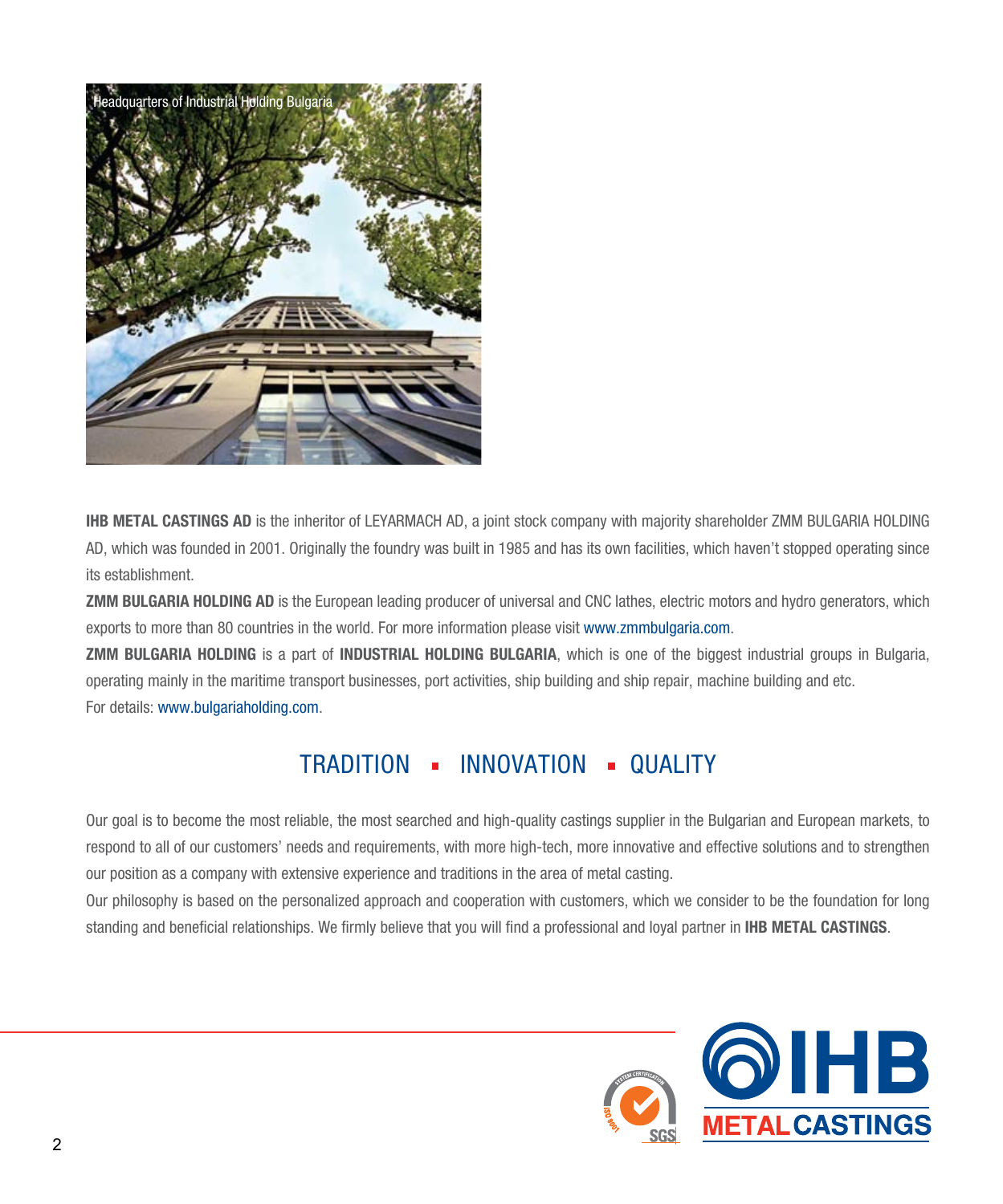Headquarters of Industrial Holding Bulgaria

**IHB METAL CASTINGS AD** is the inheritor of LEYARMACH AD, a joint stock company with majority shareholder ZMM BULGARIA HOLDING AD, which was founded in 2001. Originally the foundry was built in 1985 and has its own facilities, which haven't stopped operating since its establishment.

**ZMM BULGARIA HOLDING AD** is the European leading producer of universal and CNC lathes, electric motors and hydro generators, which exports to more than 80 countries in the world. For more information please visit www.zmmbulgaria.com.

**ZMM BULGARIA HOLDING** is a part of **INDUSTRIAL HOLDING BULGARIA**, which is one of the biggest industrial groups in Bulgaria, operating mainly in the maritime transport businesses, port activities, ship building and ship repair, machine building and etc.
For details: www.bulgariaholding.com.

## TRADITION ▪ INNOVATION ▪ QUALITY

Our goal is to become the most reliable, the most searched and high-quality castings supplier in the Bulgarian and European markets, to respond to all of our customers' needs and requirements, with more high-tech, more innovative and effective solutions and to strengthen our position as a company with extensive experience and traditions in the area of metal casting.

Our philosophy is based on the personalized approach and cooperation with customers, which we consider to be the foundation for long standing and beneficial relationships. We firmly believe that you will find a professional and loyal partner in **IHB METAL CASTINGS**.

SYSTEM CERTIFICATION ISO 9001 SGS

IHB METAL CASTINGS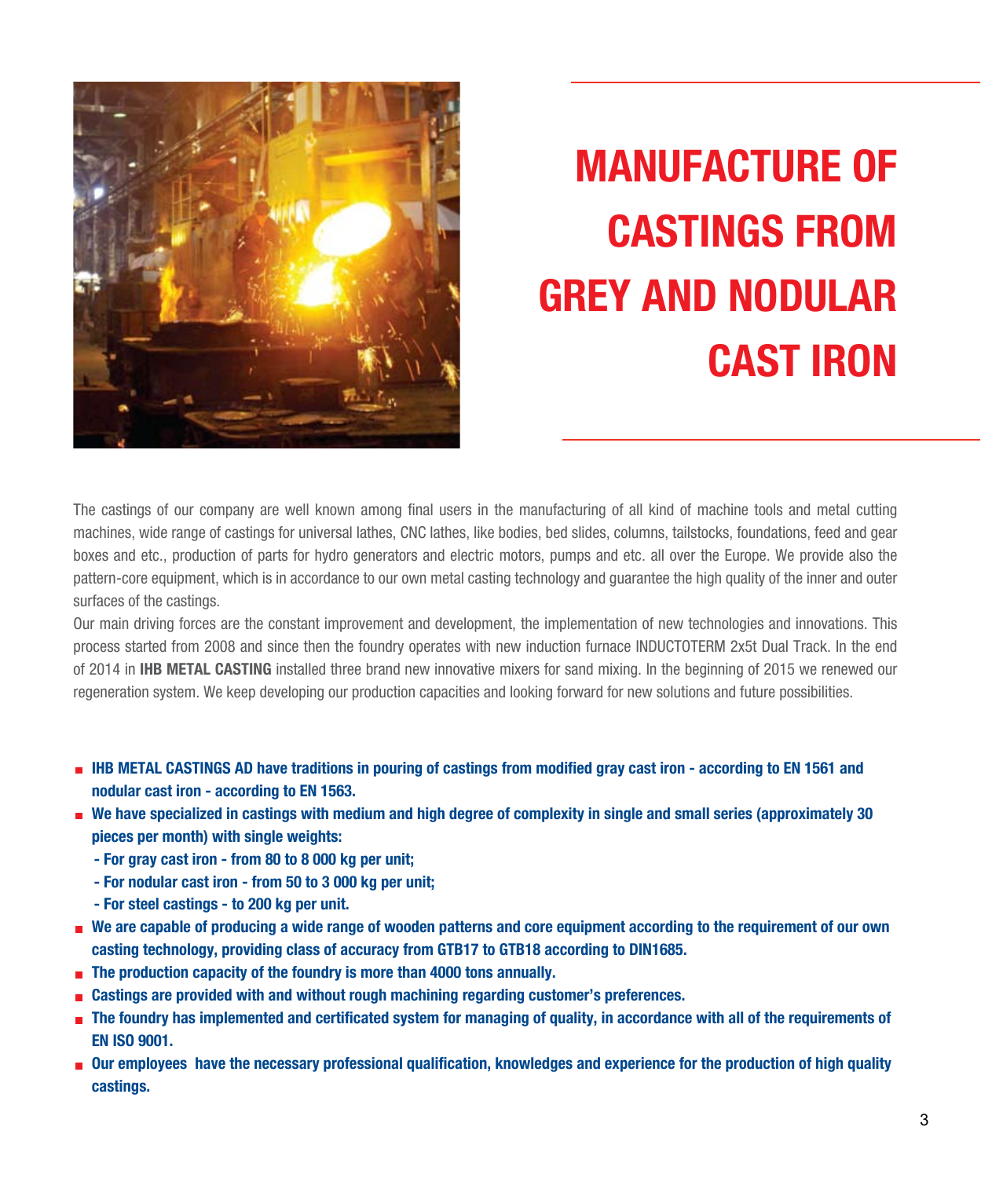# MANUFACTURE OF CASTINGS FROM GREY AND NODULAR CAST IRON

The castings of our company are well known among final users in the manufacturing of all kind of machine tools and metal cutting machines, wide range of castings for universal lathes, CNC lathes, like bodies, bed slides, columns, tailstocks, foundations, feed and gear boxes and etc., production of parts for hydro generators and electric motors, pumps and etc. all over the Europe. We provide also the pattern-core equipment, which is in accordance to our own metal casting technology and guarantee the high quality of the inner and outer surfaces of the castings.

Our main driving forces are the constant improvement and development, the implementation of new technologies and innovations. This process started from 2008 and since then the foundry operates with new induction furnace INDUCTOTERM 2x5t Dual Track. In the end of 2014 in **IHB METAL CASTING** installed three brand new innovative mixers for sand mixing. In the beginning of 2015 we renewed our regeneration system. We keep developing our production capacities and looking forward for new solutions and future possibilities.

- **IHB METAL CASTINGS AD have traditions in pouring of castings from modified gray cast iron - according to EN 1561 and nodular cast iron - according to EN 1563.**
- **We have specialized in castings with medium and high degree of complexity in single and small series (approximately 30 pieces per month) with single weights:**
  - **For gray cast iron - from 80 to 8 000 kg per unit;**
  - **For nodular cast iron - from 50 to 3 000 kg per unit;**
  - **For steel castings - to 200 kg per unit.**
- **We are capable of producing a wide range of wooden patterns and core equipment according to the requirement of our own casting technology, providing class of accuracy from GTB17 to GTB18 according to DIN1685.**
- **The production capacity of the foundry is more than 4000 tons annually.**
- **Castings are provided with and without rough machining regarding customer's preferences.**
- **The foundry has implemented and certificated system for managing of quality, in accordance with all of the requirements of EN ISO 9001.**
- **Our employees have the necessary professional qualification, knowledges and experience for the production of high quality castings.**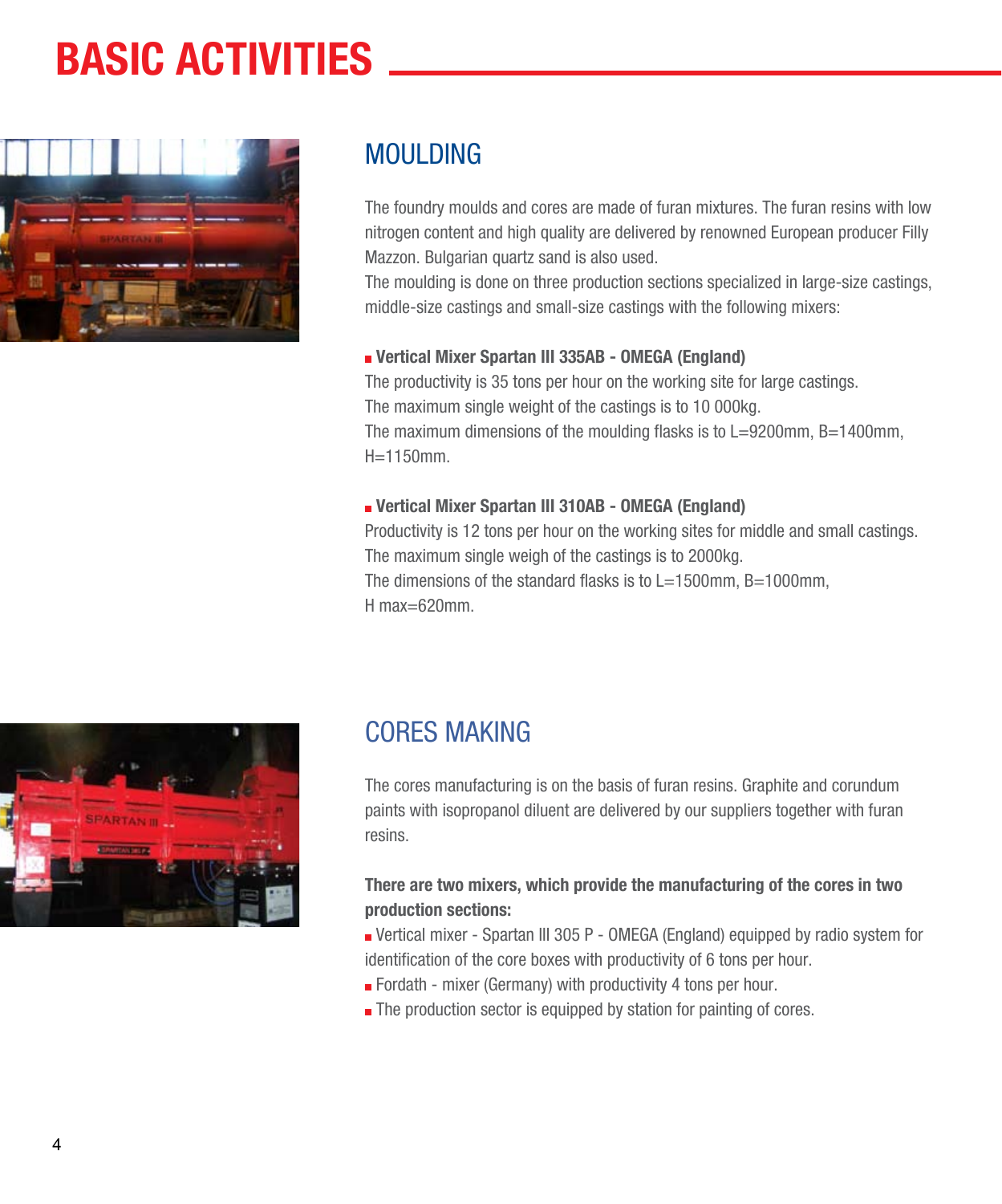# BASIC ACTIVITIES

## MOULDING

The foundry moulds and cores are made of furan mixtures. The furan resins with low nitrogen content and high quality are delivered by renowned European producer Filly Mazzon. Bulgarian quartz sand is also used.
The moulding is done on three production sections specialized in large-size castings, middle-size castings and small-size castings with the following mixers:

- **Vertical Mixer Spartan III 335AB - OMEGA (England)**
The productivity is 35 tons per hour on the working site for large castings.
The maximum single weight of the castings is to 10 000kg.
The maximum dimensions of the moulding flasks is to L=9200mm, B=1400mm, H=1150mm.

- **Vertical Mixer Spartan III 310AB - OMEGA (England)**
Productivity is 12 tons per hour on the working sites for middle and small castings.
The maximum single weigh of the castings is to 2000kg.
The dimensions of the standard flasks is to L=1500mm, B=1000mm, H max=620mm.

## CORES MAKING

The cores manufacturing is on the basis of furan resins. Graphite and corundum paints with isopropanol diluent are delivered by our suppliers together with furan resins.

**There are two mixers, which provide the manufacturing of the cores in two production sections:**

- Vertical mixer - Spartan III 305 P - OMEGA (England) equipped by radio system for identification of the core boxes with productivity of 6 tons per hour.
- Fordath - mixer (Germany) with productivity 4 tons per hour.
- The production sector is equipped by station for painting of cores.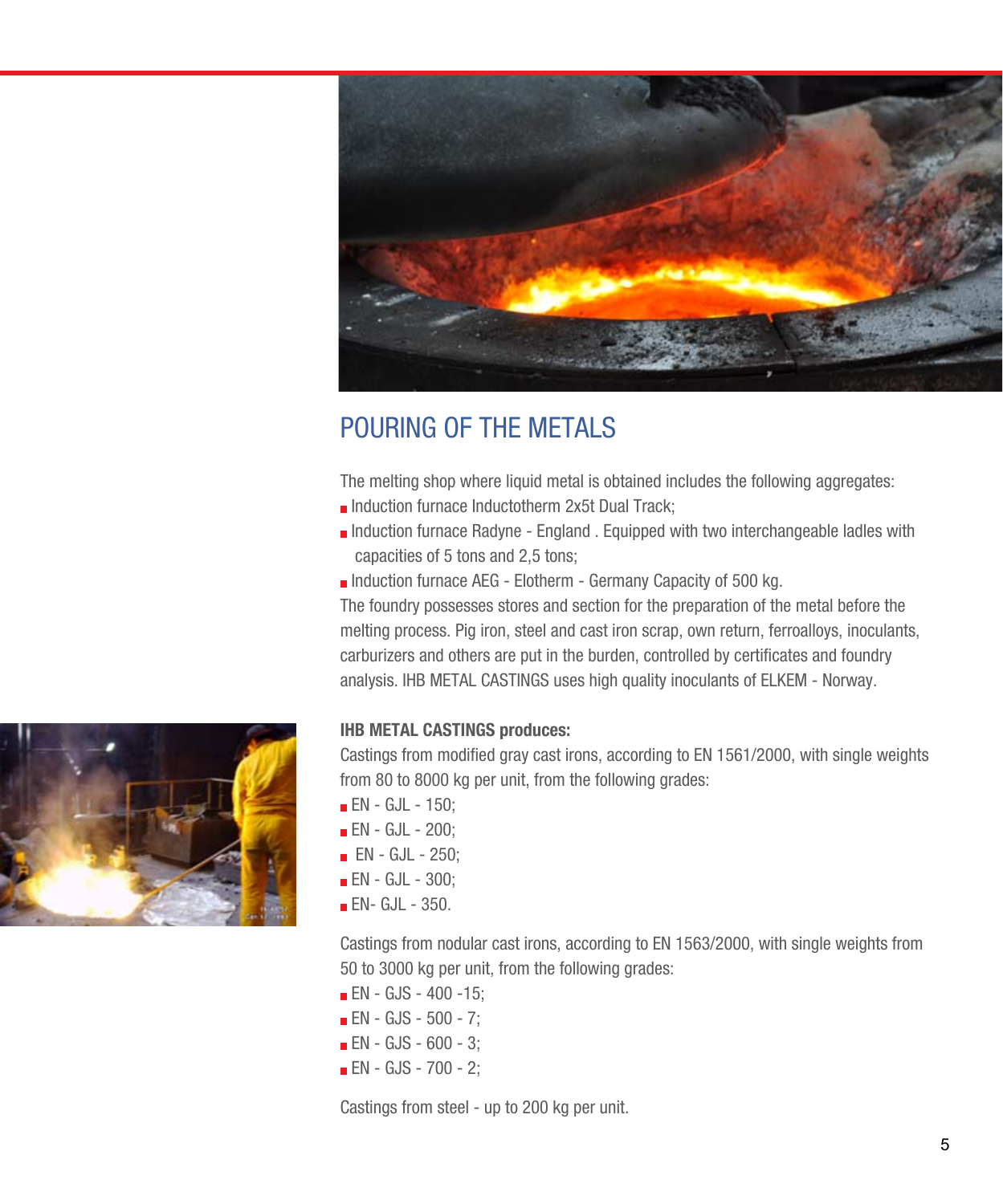## POURING OF THE METALS

The melting shop where liquid metal is obtained includes the following aggregates:

- Induction furnace Inductotherm 2x5t Dual Track;
- Induction furnace Radyne - England . Equipped with two interchangeable ladles with capacities of 5 tons and 2,5 tons;
- Induction furnace AEG - Elotherm - Germany Capacity of 500 kg.

The foundry possesses stores and section for the preparation of the metal before the melting process. Pig iron, steel and cast iron scrap, own return, ferroalloys, inoculants, carburizers and others are put in the burden, controlled by certificates and foundry analysis. IHB METAL CASTINGS uses high quality inoculants of ELKEM - Norway.

**IHB METAL CASTINGS produces:**

Castings from modified gray cast irons, according to EN 1561/2000, with single weights from 80 to 8000 kg per unit, from the following grades:

- EN - GJL - 150;
- EN - GJL - 200;
- EN - GJL - 250;
- EN - GJL - 300;
- EN- GJL - 350.

Castings from nodular cast irons, according to EN 1563/2000, with single weights from 50 to 3000 kg per unit, from the following grades:

- EN - GJS - 400 -15;
- EN - GJS - 500 - 7;
- EN - GJS - 600 - 3;
- EN - GJS - 700 - 2;

Castings from steel - up to 200 kg per unit.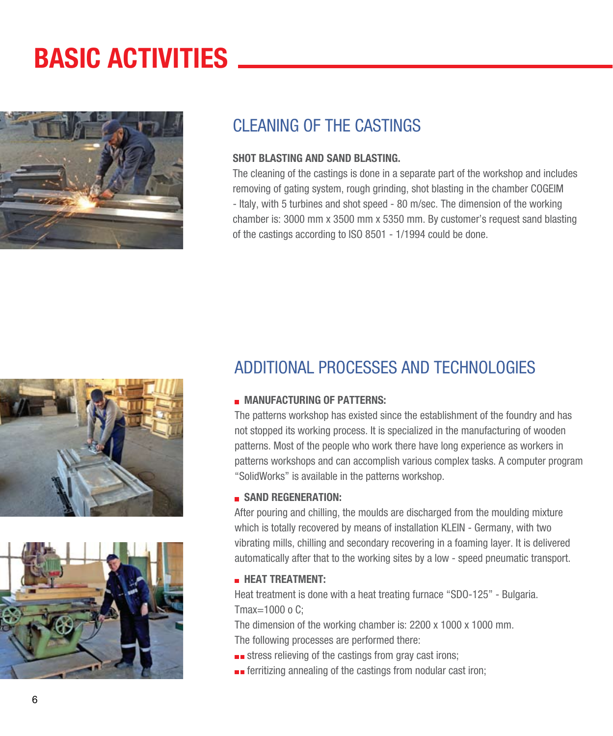# BASIC ACTIVITIES

## CLEANING OF THE CASTINGS

**SHOT BLASTING AND SAND BLASTING.**

The cleaning of the castings is done in a separate part of the workshop and includes removing of gating system, rough grinding, shot blasting in the chamber COGEIM - Italy, with 5 turbines and shot speed - 80 m/sec. The dimension of the working chamber is: 3000 mm x 3500 mm x 5350 mm. By customer's request sand blasting of the castings according to ISO 8501 - 1/1994 could be done.

## ADDITIONAL PROCESSES AND TECHNOLOGIES

- **MANUFACTURING OF PATTERNS:**

The patterns workshop has existed since the establishment of the foundry and has not stopped its working process. It is specialized in the manufacturing of wooden patterns. Most of the people who work there have long experience as workers in patterns workshops and can accomplish various complex tasks. A computer program "SolidWorks" is available in the patterns workshop.

- **SAND REGENERATION:**

After pouring and chilling, the moulds are discharged from the moulding mixture which is totally recovered by means of installation KLEIN - Germany, with two vibrating mills, chilling and secondary recovering in a foaming layer. It is delivered automatically after that to the working sites by a low - speed pneumatic transport.

- **HEAT TREATMENT:**

Heat treatment is done with a heat treating furnace "SDO-125" - Bulgaria.
Tmax=1000 o C;
The dimension of the working chamber is: 2200 x 1000 x 1000 mm.
The following processes are performed there:

- stress relieving of the castings from gray cast irons;
- ferritizing annealing of the castings from nodular cast iron;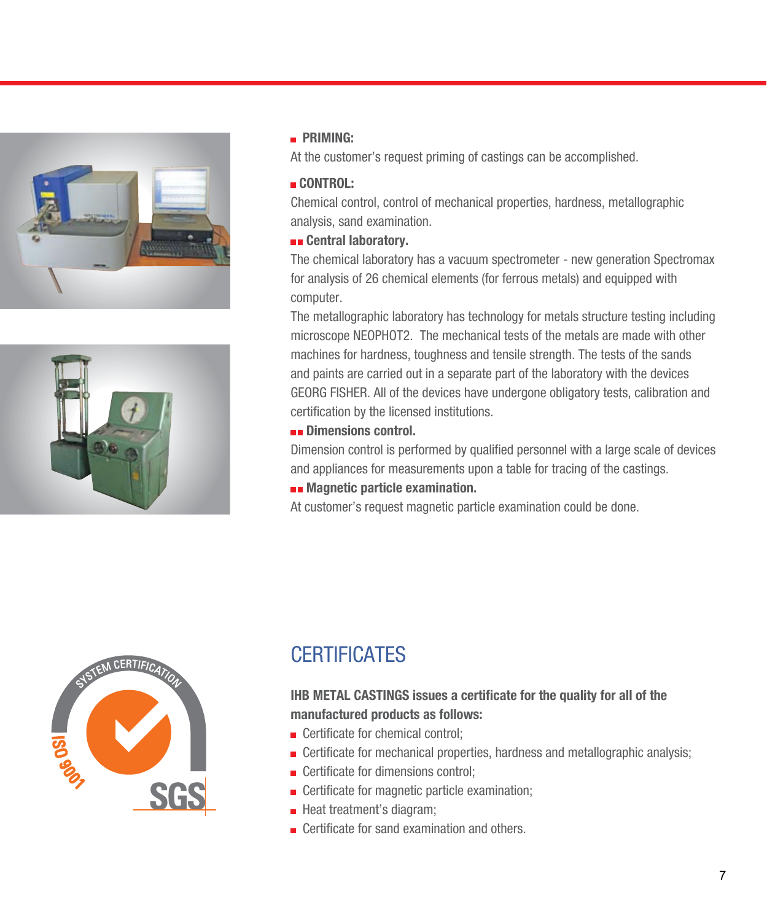- **PRIMING:**

At the customer's request priming of castings can be accomplished.

- **CONTROL:**

Chemical control, control of mechanical properties, hardness, metallographic analysis, sand examination.

- **Central laboratory.**

The chemical laboratory has a vacuum spectrometer - new generation Spectromax for analysis of 26 chemical elements (for ferrous metals) and equipped with computer.

The metallographic laboratory has technology for metals structure testing including microscope NEOPHOT2. The mechanical tests of the metals are made with other machines for hardness, toughness and tensile strength. The tests of the sands and paints are carried out in a separate part of the laboratory with the devices GEORG FISHER. All of the devices have undergone obligatory tests, calibration and certification by the licensed institutions.

- **Dimensions control.**

Dimension control is performed by qualified personnel with a large scale of devices and appliances for measurements upon a table for tracing of the castings.

- **Magnetic particle examination.**

At customer's request magnetic particle examination could be done.

## CERTIFICATES

**IHB METAL CASTINGS issues a certificate for the quality for all of the manufactured products as follows:**

- Certificate for chemical control;
- Certificate for mechanical properties, hardness and metallographic analysis;
- Certificate for dimensions control;
- Certificate for magnetic particle examination;
- Heat treatment's diagram;
- Certificate for sand examination and others.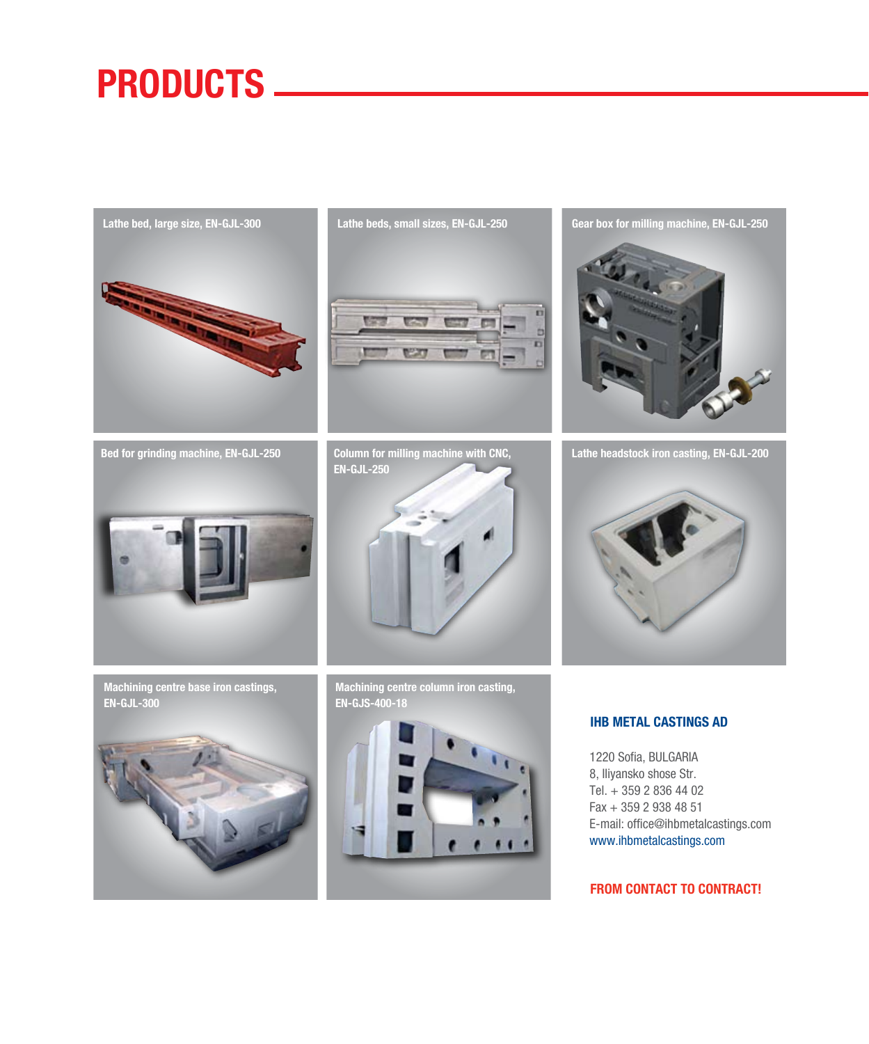# PRODUCTS

Lathe bed, large size, EN-GJL-300

Lathe beds, small sizes, EN-GJL-250

Gear box for milling machine, EN-GJL-250

Bed for grinding machine, EN-GJL-250

Column for milling machine with CNC, EN-GJL-250

Lathe headstock iron casting, EN-GJL-200

Machining centre base iron castings, EN-GJL-300

Machining centre column iron casting, EN-GJS-400-18

**IHB METAL CASTINGS AD**

1220 Sofia, BULGARIA
8, Iliyansko shose Str.
Tel. + 359 2 836 44 02
Fax + 359 2 938 48 51
E-mail: office@ihbmetalcastings.com
www.ihbmetalcastings.com

**FROM CONTACT TO CONTRACT!**